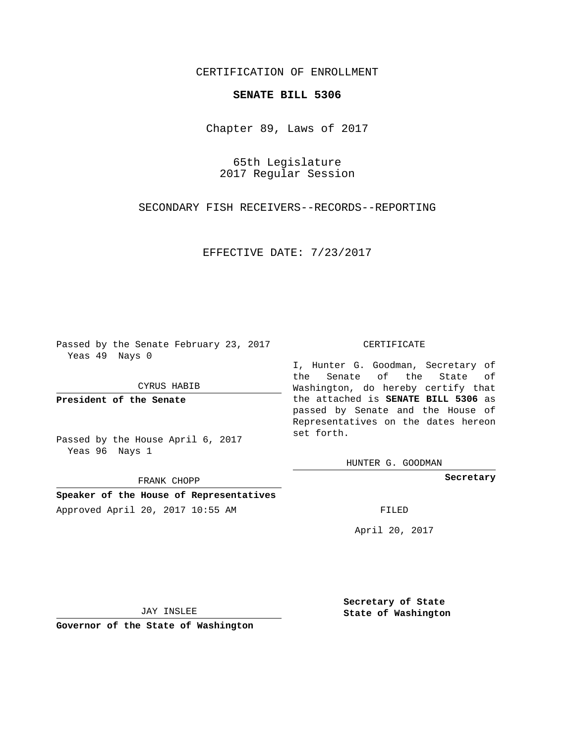CERTIFICATION OF ENROLLMENT

**SENATE BILL 5306**

Chapter 89, Laws of 2017

65th Legislature
2017 Regular Session

SECONDARY FISH RECEIVERS--RECORDS--REPORTING

EFFECTIVE DATE: 7/23/2017

Passed by the Senate February 23, 2017
Yeas 49 Nays 0

CYRUS HABIB

**President of the Senate**

Passed by the House April 6, 2017
Yeas 96 Nays 1

FRANK CHOPP

**Speaker of the House of Representatives**

Approved April 20, 2017 10:55 AM

JAY INSLEE

**Governor of the State of Washington**

CERTIFICATE

I, Hunter G. Goodman, Secretary of the Senate of the State of Washington, do hereby certify that the attached is **SENATE BILL 5306** as passed by Senate and the House of Representatives on the dates hereon set forth.

HUNTER G. GOODMAN

**Secretary**

FILED

April 20, 2017

**Secretary of State**
**State of Washington**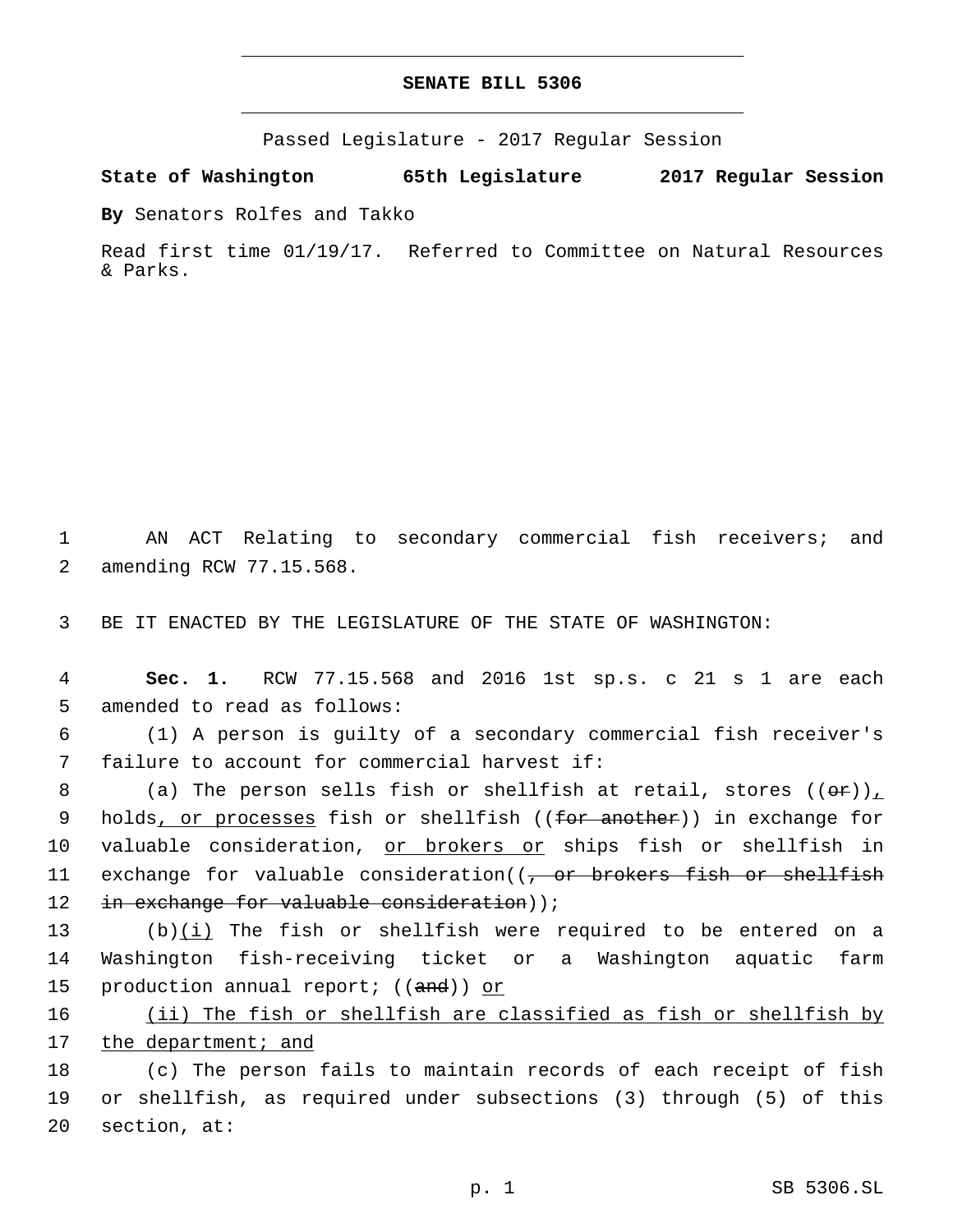# SENATE BILL 5306

Passed Legislature - 2017 Regular Session

**State of Washington 65th Legislature 2017 Regular Session**

**By** Senators Rolfes and Takko

Read first time 01/19/17. Referred to Committee on Natural Resources & Parks.

1 AN ACT Relating to secondary commercial fish receivers; and
2 amending RCW 77.15.568.

3 BE IT ENACTED BY THE LEGISLATURE OF THE STATE OF WASHINGTON:

4 **Sec. 1.** RCW 77.15.568 and 2016 1st sp.s. c 21 s 1 are each
5 amended to read as follows:

6 (1) A person is guilty of a secondary commercial fish receiver's
7 failure to account for commercial harvest if:

8 (a) The person sells fish or shellfish at retail, stores ((~~or~~)),
9 holds, or processes fish or shellfish ((~~for another~~)) in exchange for
10 valuable consideration, or brokers or ships fish or shellfish in
11 exchange for valuable consideration((~~, or brokers fish or shellfish~~
12 ~~in exchange for valuable consideration~~));

13 (b)(i) The fish or shellfish were required to be entered on a
14 Washington fish-receiving ticket or a Washington aquatic farm
15 production annual report; ((~~and~~)) or

16 (ii) The fish or shellfish are classified as fish or shellfish by
17 the department; and

18 (c) The person fails to maintain records of each receipt of fish
19 or shellfish, as required under subsections (3) through (5) of this
20 section, at: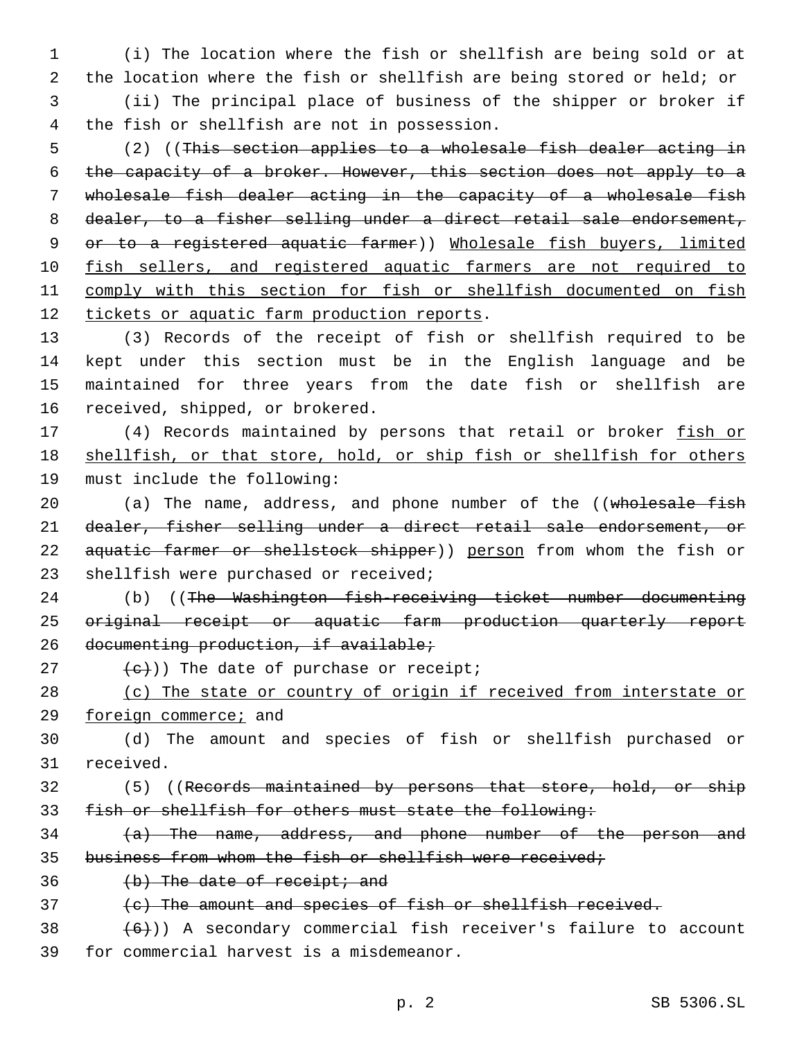(i) The location where the fish or shellfish are being sold or at the location where the fish or shellfish are being stored or held; or

(ii) The principal place of business of the shipper or broker if the fish or shellfish are not in possession.

(2) ((~~This section applies to a wholesale fish dealer acting in the capacity of a broker. However, this section does not apply to a wholesale fish dealer acting in the capacity of a wholesale fish dealer, to a fisher selling under a direct retail sale endorsement, or to a registered aquatic farmer~~)) <u>Wholesale fish buyers, limited fish sellers, and registered aquatic farmers are not required to comply with this section for fish or shellfish documented on fish tickets or aquatic farm production reports</u>.

(3) Records of the receipt of fish or shellfish required to be kept under this section must be in the English language and be maintained for three years from the date fish or shellfish are received, shipped, or brokered.

(4) Records maintained by persons that retail or broker <u>fish or shellfish, or that store, hold, or ship fish or shellfish for others</u> must include the following:

(a) The name, address, and phone number of the ((~~wholesale fish dealer, fisher selling under a direct retail sale endorsement, or aquatic farmer or shellstock shipper~~)) <u>person</u> from whom the fish or shellfish were purchased or received;

(b) ((~~The Washington fish-receiving ticket number documenting original receipt or aquatic farm production quarterly report documenting production, if available;~~

~~(c)~~)) The date of purchase or receipt;

<u>(c) The state or country of origin if received from interstate or foreign commerce;</u> and

(d) The amount and species of fish or shellfish purchased or received.

(5) ((~~Records maintained by persons that store, hold, or ship fish or shellfish for others must state the following:~~

~~(a) The name, address, and phone number of the person and business from whom the fish or shellfish were received;~~

~~(b) The date of receipt; and~~

~~(c) The amount and species of fish or shellfish received.~~

~~(6)~~)) A secondary commercial fish receiver's failure to account for commercial harvest is a misdemeanor.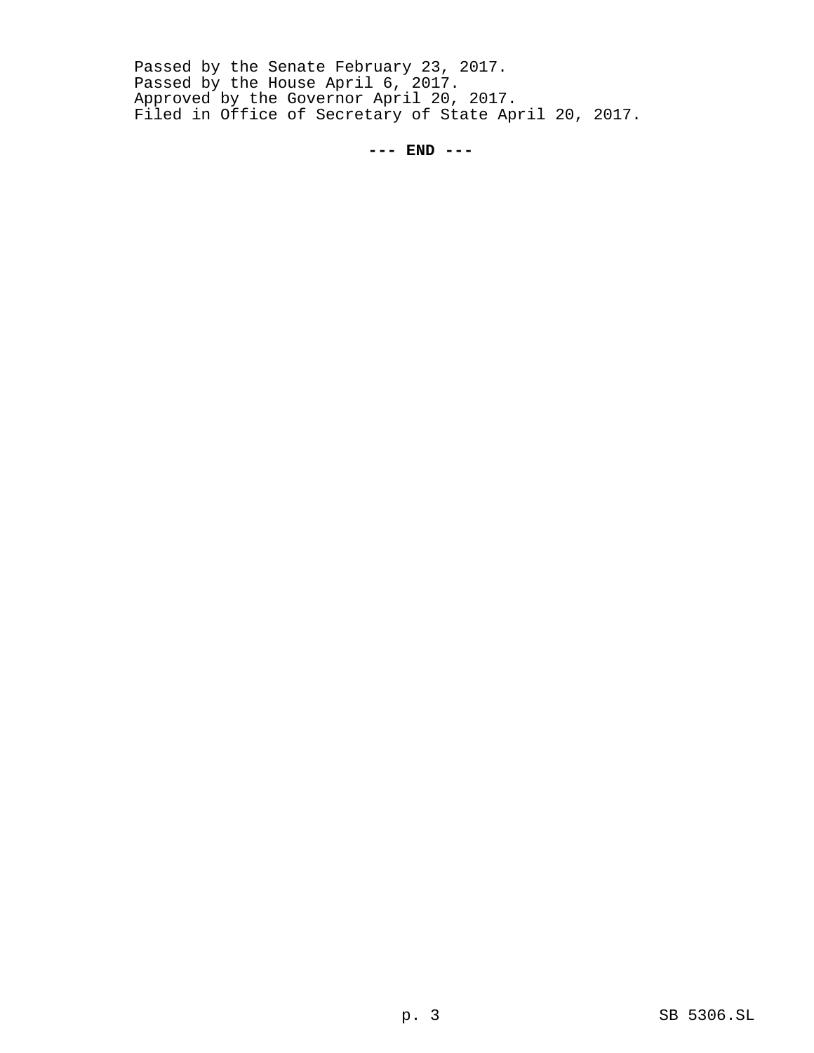Passed by the Senate February 23, 2017.
Passed by the House April 6, 2017.
Approved by the Governor April 20, 2017.
Filed in Office of Secretary of State April 20, 2017.

**--- END ---**